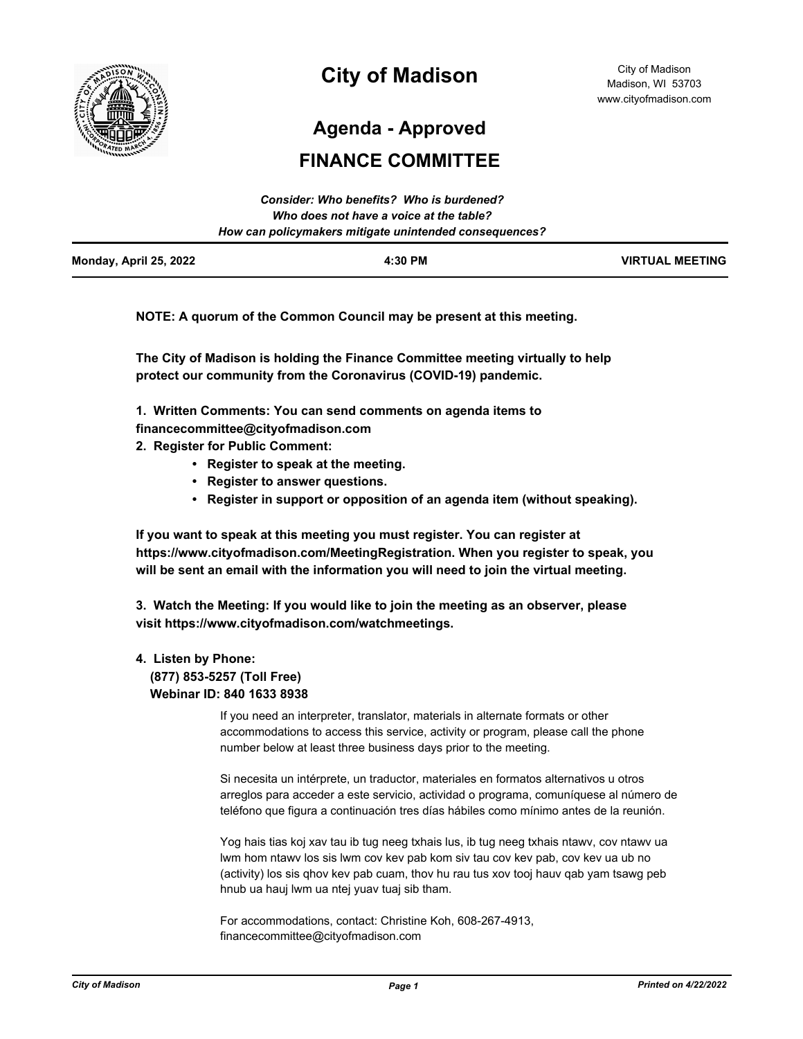# City of Madison

City of Madison
Madison, WI 53703
www.cityofmadison.com

## Agenda - Approved

## FINANCE COMMITTEE

*Consider: Who benefits? Who is burdened?*
*Who does not have a voice at the table?*
*How can policymakers mitigate unintended consequences?*

| Monday, April 25, 2022 | 4:30 PM | VIRTUAL MEETING |
|---|---|---|

**NOTE: A quorum of the Common Council may be present at this meeting.**

**The City of Madison is holding the Finance Committee meeting virtually to help protect our community from the Coronavirus (COVID-19) pandemic.**

**1. Written Comments: You can send comments on agenda items to financecommittee@cityofmadison.com**

**2. Register for Public Comment:**

- **Register to speak at the meeting.**
- **Register to answer questions.**
- **Register in support or opposition of an agenda item (without speaking).**

**If you want to speak at this meeting you must register. You can register at https://www.cityofmadison.com/MeetingRegistration. When you register to speak, you will be sent an email with the information you will need to join the virtual meeting.**

**3. Watch the Meeting: If you would like to join the meeting as an observer, please visit https://www.cityofmadison.com/watchmeetings.**

**4. Listen by Phone:**
**(877) 853-5257 (Toll Free)**
**Webinar ID: 840 1633 8938**

If you need an interpreter, translator, materials in alternate formats or other accommodations to access this service, activity or program, please call the phone number below at least three business days prior to the meeting.

Si necesita un intérprete, un traductor, materiales en formatos alternativos u otros arreglos para acceder a este servicio, actividad o programa, comuníquese al número de teléfono que figura a continuación tres días hábiles como mínimo antes de la reunión.

Yog hais tias koj xav tau ib tug neeg txhais lus, ib tug neeg txhais ntawv, cov ntawv ua lwm hom ntawv los sis lwm cov kev pab kom siv tau cov kev pab, cov kev ua ub no (activity) los sis qhov kev pab cuam, thov hu rau tus xov tooj hauv qab yam tsawg peb hnub ua hauj lwm ua ntej yuav tuaj sib tham.

For accommodations, contact: Christine Koh, 608-267-4913, financecommittee@cityofmadison.com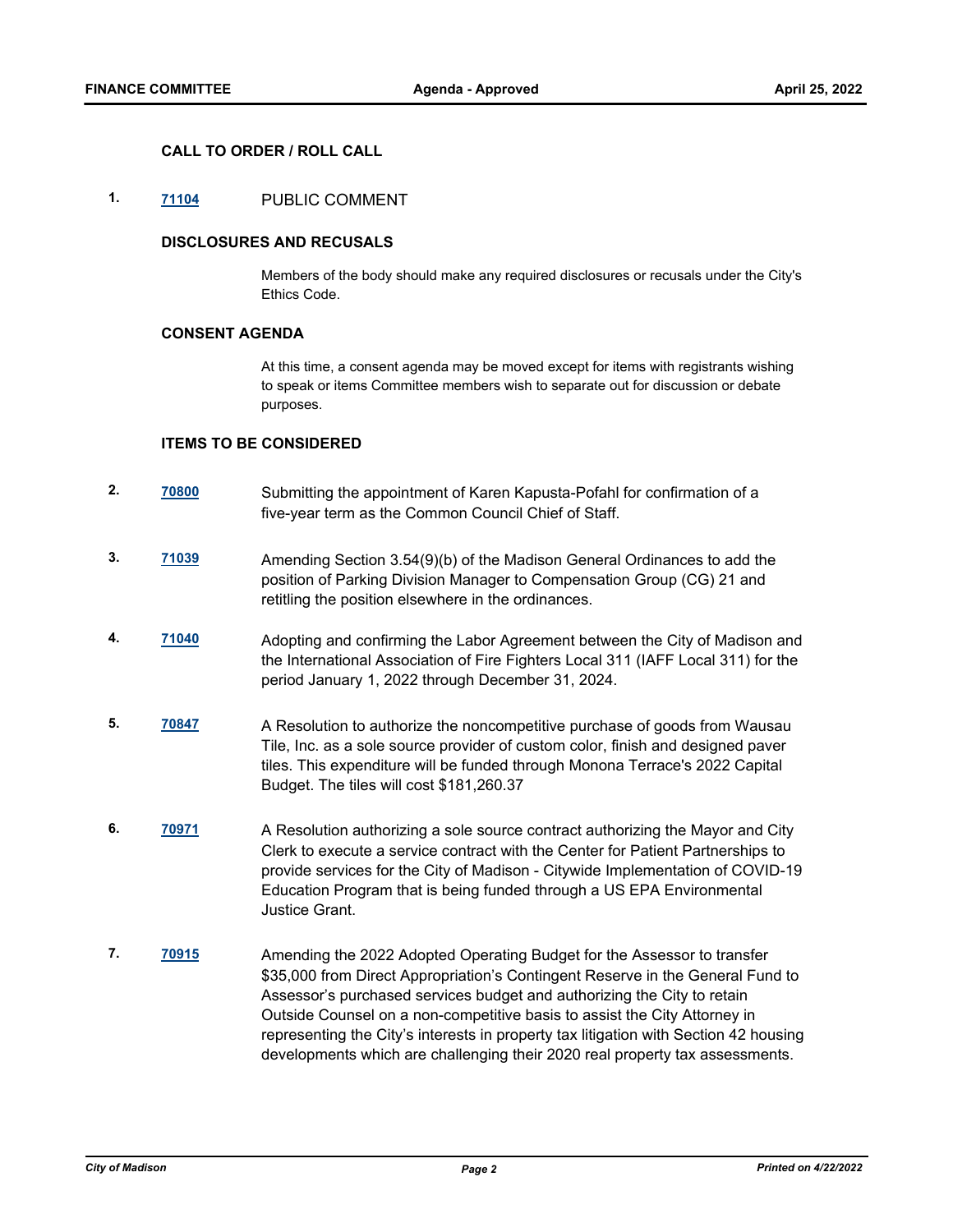### CALL TO ORDER / ROLL CALL

**1.** **71104** PUBLIC COMMENT

### DISCLOSURES AND RECUSALS

Members of the body should make any required disclosures or recusals under the City's Ethics Code.

### CONSENT AGENDA

At this time, a consent agenda may be moved except for items with registrants wishing to speak or items Committee members wish to separate out for discussion or debate purposes.

### ITEMS TO BE CONSIDERED

**2.** **70800** Submitting the appointment of Karen Kapusta-Pofahl for confirmation of a five-year term as the Common Council Chief of Staff.

**3.** **71039** Amending Section 3.54(9)(b) of the Madison General Ordinances to add the position of Parking Division Manager to Compensation Group (CG) 21 and retitling the position elsewhere in the ordinances.

**4.** **71040** Adopting and confirming the Labor Agreement between the City of Madison and the International Association of Fire Fighters Local 311 (IAFF Local 311) for the period January 1, 2022 through December 31, 2024.

**5.** **70847** A Resolution to authorize the noncompetitive purchase of goods from Wausau Tile, Inc. as a sole source provider of custom color, finish and designed paver tiles. This expenditure will be funded through Monona Terrace's 2022 Capital Budget. The tiles will cost $181,260.37

**6.** **70971** A Resolution authorizing a sole source contract authorizing the Mayor and City Clerk to execute a service contract with the Center for Patient Partnerships to provide services for the City of Madison - Citywide Implementation of COVID-19 Education Program that is being funded through a US EPA Environmental Justice Grant.

**7.** **70915** Amending the 2022 Adopted Operating Budget for the Assessor to transfer $35,000 from Direct Appropriation's Contingent Reserve in the General Fund to Assessor's purchased services budget and authorizing the City to retain Outside Counsel on a non-competitive basis to assist the City Attorney in representing the City's interests in property tax litigation with Section 42 housing developments which are challenging their 2020 real property tax assessments.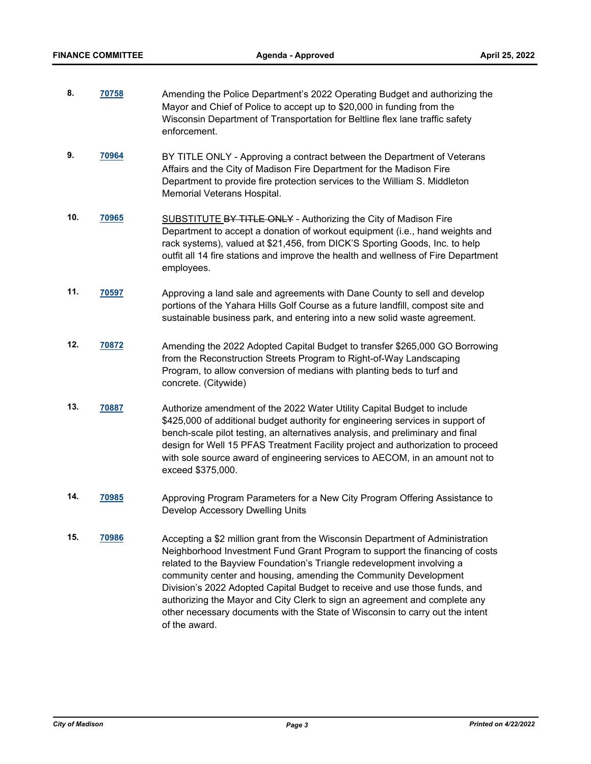8. **70758** Amending the Police Department's 2022 Operating Budget and authorizing the Mayor and Chief of Police to accept up to $20,000 in funding from the Wisconsin Department of Transportation for Beltline flex lane traffic safety enforcement.

9. **70964** BY TITLE ONLY - Approving a contract between the Department of Veterans Affairs and the City of Madison Fire Department for the Madison Fire Department to provide fire protection services to the William S. Middleton Memorial Veterans Hospital.

10. **70965** SUBSTITUTE ~~BY TITLE ONLY~~ - Authorizing the City of Madison Fire Department to accept a donation of workout equipment (i.e., hand weights and rack systems), valued at $21,456, from DICK'S Sporting Goods, Inc. to help outfit all 14 fire stations and improve the health and wellness of Fire Department employees.

11. **70597** Approving a land sale and agreements with Dane County to sell and develop portions of the Yahara Hills Golf Course as a future landfill, compost site and sustainable business park, and entering into a new solid waste agreement.

12. **70872** Amending the 2022 Adopted Capital Budget to transfer $265,000 GO Borrowing from the Reconstruction Streets Program to Right-of-Way Landscaping Program, to allow conversion of medians with planting beds to turf and concrete. (Citywide)

13. **70887** Authorize amendment of the 2022 Water Utility Capital Budget to include $425,000 of additional budget authority for engineering services in support of bench-scale pilot testing, an alternatives analysis, and preliminary and final design for Well 15 PFAS Treatment Facility project and authorization to proceed with sole source award of engineering services to AECOM, in an amount not to exceed $375,000.

14. **70985** Approving Program Parameters for a New City Program Offering Assistance to Develop Accessory Dwelling Units

15. **70986** Accepting a $2 million grant from the Wisconsin Department of Administration Neighborhood Investment Fund Grant Program to support the financing of costs related to the Bayview Foundation's Triangle redevelopment involving a community center and housing, amending the Community Development Division's 2022 Adopted Capital Budget to receive and use those funds, and authorizing the Mayor and City Clerk to sign an agreement and complete any other necessary documents with the State of Wisconsin to carry out the intent of the award.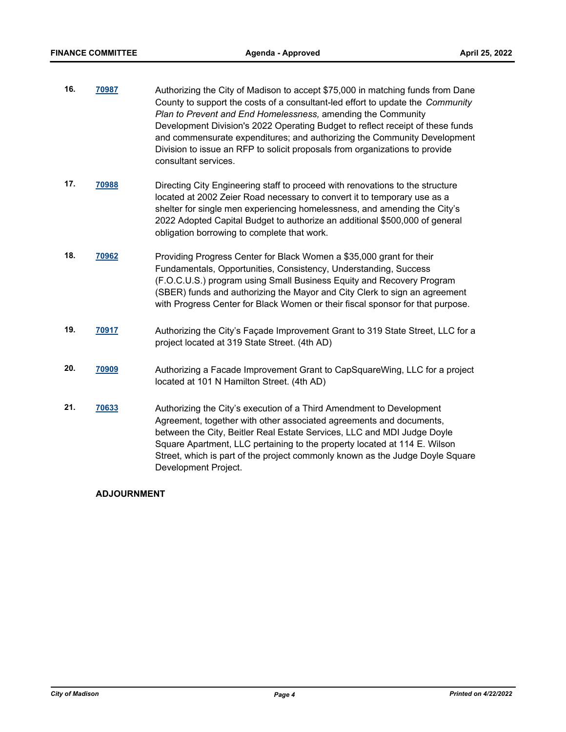16. **70987** Authorizing the City of Madison to accept $75,000 in matching funds from Dane County to support the costs of a consultant-led effort to update the *Community Plan to Prevent and End Homelessness,* amending the Community Development Division's 2022 Operating Budget to reflect receipt of these funds and commensurate expenditures; and authorizing the Community Development Division to issue an RFP to solicit proposals from organizations to provide consultant services.

17. **70988** Directing City Engineering staff to proceed with renovations to the structure located at 2002 Zeier Road necessary to convert it to temporary use as a shelter for single men experiencing homelessness, and amending the City's 2022 Adopted Capital Budget to authorize an additional $500,000 of general obligation borrowing to complete that work.

18. **70962** Providing Progress Center for Black Women a $35,000 grant for their Fundamentals, Opportunities, Consistency, Understanding, Success (F.O.C.U.S.) program using Small Business Equity and Recovery Program (SBER) funds and authorizing the Mayor and City Clerk to sign an agreement with Progress Center for Black Women or their fiscal sponsor for that purpose.

19. **70917** Authorizing the City's Façade Improvement Grant to 319 State Street, LLC for a project located at 319 State Street. (4th AD)

20. **70909** Authorizing a Facade Improvement Grant to CapSquareWing, LLC for a project located at 101 N Hamilton Street. (4th AD)

21. **70633** Authorizing the City's execution of a Third Amendment to Development Agreement, together with other associated agreements and documents, between the City, Beitler Real Estate Services, LLC and MDI Judge Doyle Square Apartment, LLC pertaining to the property located at 114 E. Wilson Street, which is part of the project commonly known as the Judge Doyle Square Development Project.

**ADJOURNMENT**